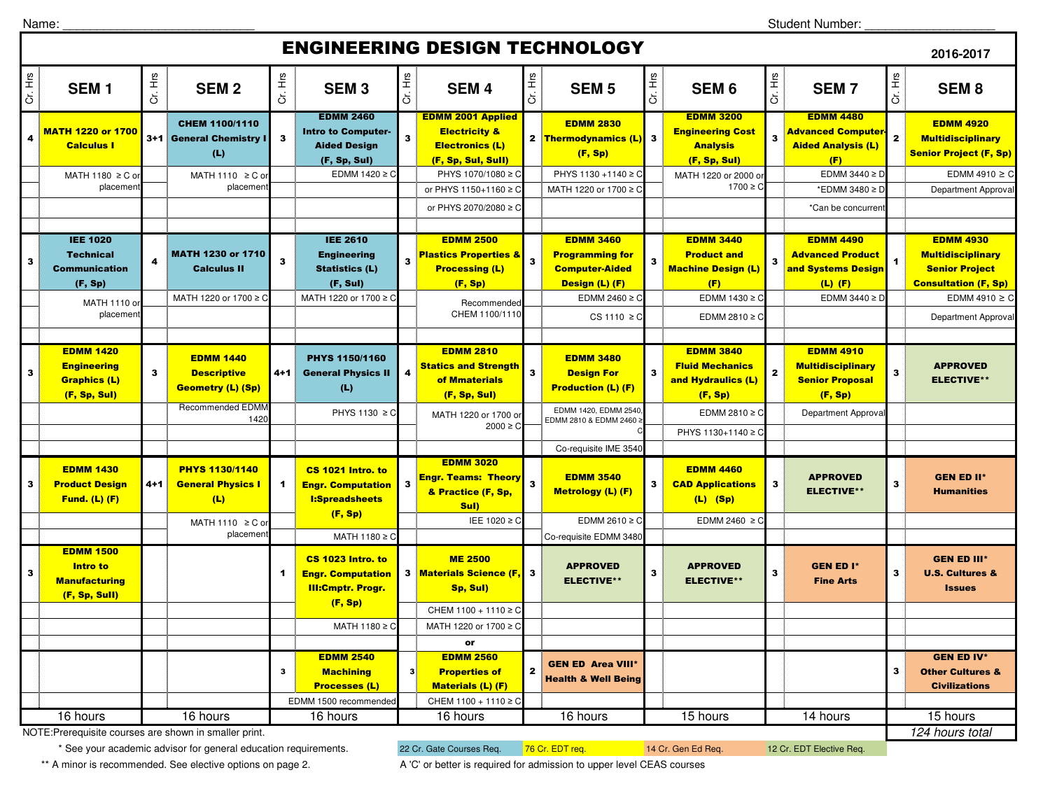Name: ____________________________ Student Number: ____________________

# ENGINEERING DESIGN TECHNOLOGY

**2016-2017**

| Cr. Hrs | SEM 1 | Cr. Hrs | SEM 2 | Cr. Hrs | SEM 3 | Cr. Hrs | SEM 4 | Cr. Hrs | SEM 5 | Cr. Hrs | SEM 6 | Cr. Hrs | SEM 7 | Cr. Hrs | SEM 8 |
|---|---|---|---|---|---|---|---|---|---|---|---|---|---|---|---|
| 4 | **MATH 1220 or 1700 Calculus I** | 3+1 | **CHEM 1100/1110 General Chemistry I (L)** | 3 | **EDMM 2460 Intro to Computer-Aided Design (F, Sp, Sul)** | 3 | **EDMM 2001 Applied Electricity & Electronics (L) (F, Sp, Sul, Sull)** | 2 | **EDMM 2830 Thermodynamics (L) (F, Sp)** | 3 | **EDMM 3200 Engineering Cost Analysis (F, Sp, Sul)** | 3 | **EDMM 4480 Advanced Computer-Aided Analysis (L) (F)** | 2 | **EDMM 4920 Multidisciplinary Senior Project (F, Sp)** |
| | MATH 1180 ≥ C or placement | | MATH 1110 ≥ C or placement | | EDMM 1420 ≥ C | | PHYS 1070/1080 ≥ C or PHYS 1150+1160 ≥ C or PHYS 2070/2080 ≥ C | | PHYS 1130 +1140 ≥ C MATH 1220 or 1700 ≥ C | | MATH 1220 or 2000 or 1700 ≥ C | | EDMM 3440 ≥ D *EDMM 3480 ≥ D *Can be concurrent | | EDMM 4910 ≥ C Department Approval |
| 3 | **IEE 1020 Technical Communication (F, Sp)** | 4 | **MATH 1230 or 1710 Calculus II** | 3 | **IEE 2610 Engineering Statistics (L) (F, Sul)** | 3 | **EDMM 2500 Plastics Properties & Processing (L) (F, Sp)** | 3 | **EDMM 3460 Programming for Computer-Aided Design (L) (F)** | 3 | **EDMM 3440 Product and Machine Design (L) (F)** | 3 | **EDMM 4490 Advanced Product and Systems Design (L) (F)** | 1 | **EDMM 4930 Multidisciplinary Senior Project Consultation (F, Sp)** |
| | MATH 1110 or placement | | MATH 1220 or 1700 ≥ C | | MATH 1220 or 1700 ≥ C | | Recommended CHEM 1100/1110 | | EDMM 2460 ≥ C CS 1110 ≥ C | | EDMM 1430 ≥ C EDMM 2810 ≥ C | | EDMM 3440 ≥ D | | EDMM 4910 ≥ C Department Approval |
| 3 | **EDMM 1420 Engineering Graphics (L) (F, Sp, Sul)** | 3 | **EDMM 1440 Descriptive Geometry (L) (Sp)** | 4+1 | **PHYS 1150/1160 General Physics II (L)** | 4 | **EDMM 2810 Statics and Strength of Mmaterials (F, Sp, Sul)** | 3 | **EDMM 3480 Design For Production (L) (F)** | 3 | **EDMM 3840 Fluid Mechanics and Hydraulics (L) (F, Sp)** | 2 | **EDMM 4910 Multidisciplinary Senior Proposal (F, Sp)** | 3 | **APPROVED ELECTIVE**** |
| | | | Recommended EDMM 1420 | | PHYS 1130 ≥ C | | MATH 1220 or 1700 or 2000 ≥ C | | EDMM 1420, EDMM 2540, EDMM 2810 & EDMM 2460 ≥ C Co-requisite IME 3540 | | EDMM 2810 ≥ C PHYS 1130+1140 ≥ C | | Department Approval | | |
| 3 | **EDMM 1430 Product Design Fund. (L) (F)** | 4+1 | **PHYS 1130/1140 General Physics I (L)** | 1 | **CS 1021 Intro. to Engr. Computation I:Spreadsheets (F, Sp)** | 3 | **EDMM 3020 Engr. Teams: Theory & Practice (F, Sp, Sul)** | 3 | **EDMM 3540 Metrology (L) (F)** | 3 | **EDMM 4460 CAD Applications (L) (Sp)** | 3 | **APPROVED ELECTIVE**** | 3 | **GEN ED II* Humanities** |
| | | | MATH 1110 ≥ C or placement | | MATH 1180 ≥ C | | IEE 1020 ≥ C | | EDMM 2610 ≥ C Co-requisite EDMM 3480 | | EDMM 2460 ≥ C | | | | |
| 3 | **EDMM 1500 Intro to Manufacturing (F, Sp, Sull)** | | | 1 | **CS 1023 Intro. to Engr. Computation III:Cmptr. Progr. (F, Sp)** | 3 | **ME 2500 Materials Science (F, Sp, Sul)** | 3 | **APPROVED ELECTIVE**** | 3 | **APPROVED ELECTIVE**** | 3 | **GEN ED I* Fine Arts** | 3 | **GEN ED III* U.S. Cultures & Issues** |
| | | | | | MATH 1180 ≥ C | | CHEM 1100 + 1110 ≥ C MATH 1220 or 1700 ≥ C | | | | | | | | |
| | | | | | | | **or** | | | | | | | | |
| | | | | 3 | **EDMM 2540 Machining Processes (L)** | 3 | **EDMM 2560 Properties of Materials (L) (F)** | 2 | **GEN ED Area VIII* Health & Well Being** | | | | | 3 | **GEN ED IV* Other Cultures & Civilizations** |
| | | | | | EDMM 1500 recommended | | CHEM 1100 + 1110 ≥ C | | | | | | | | |
| | 16 hours | | 16 hours | | 16 hours | | 16 hours | | 16 hours | | 15 hours | | 14 hours | | 15 hours |

*124 hours total*

NOTE:Prerequisite courses are shown in smaller print.

\* See your academic advisor for general education requirements.

** A minor is recommended. See elective options on page 2.

22 Cr. Gate Courses Req. | 76 Cr. EDT req. | 14 Cr. Gen Ed Req. | 12 Cr. EDT Elective Req.

A 'C' or better is required for admission to upper level CEAS courses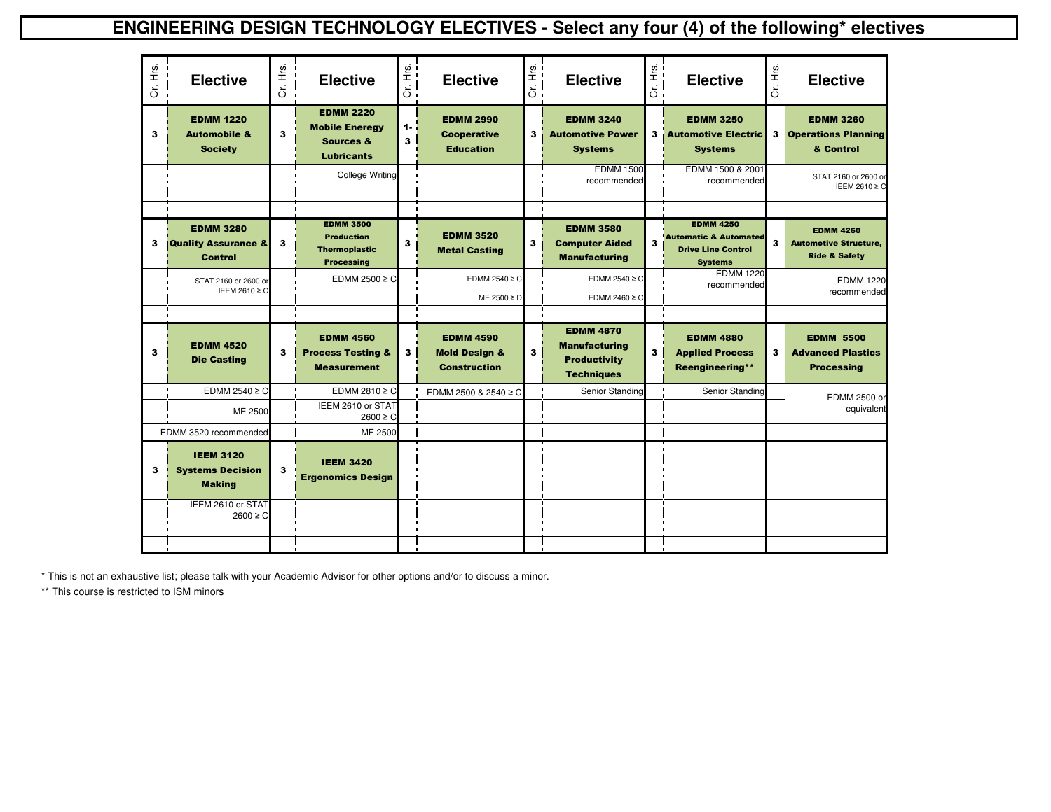# ENGINEERING DESIGN TECHNOLOGY ELECTIVES - Select any four (4) of the following* electives

| Cr. Hrs. | Elective | Cr. Hrs. | Elective | Cr. Hrs. | Elective | Cr. Hrs. | Elective | Cr. Hrs. | Elective | Cr. Hrs. | Elective |
|---|---|---|---|---|---|---|---|---|---|---|---|
| 3 | **EDMM 1220 Automobile & Society** | 3 | **EDMM 2220 Mobile Eneregy Sources & Lubricants** | 1-3 | **EDMM 2990 Cooperative Education** | 3 | **EDMM 3240 Automotive Power Systems** | 3 | **EDMM 3250 Automotive Electric Systems** | 3 | **EDMM 3260 Operations Planning & Control** |
| | | | College Writing | | | | EDMM 1500 recommended | | EDMM 1500 & 2001 recommended | | STAT 2160 or 2600 or IEEM 2610 ≥ C |
| 3 | **EDMM 3280 Quality Assurance & Control** | 3 | **EDMM 3500 Production Thermoplastic Processing** | 3 | **EDMM 3520 Metal Casting** | 3 | **EDMM 3580 Computer Aided Manufacturing** | 3 | **EDMM 4250 Automatic & Automated Drive Line Control Systems** | 3 | **EDMM 4260 Automotive Structure, Ride & Safety** |
| | STAT 2160 or 2600 or IEEM 2610 ≥ C | | EDMM 2500 ≥ C | | EDMM 2540 ≥ C | | EDMM 2540 ≥ C | | EDMM 1220 recommended | | EDMM 1220 recommended |
| | | | | | ME 2500 ≥ D | | EDMM 2460 ≥ C | | | | |
| 3 | **EDMM 4520 Die Casting** | 3 | **EDMM 4560 Process Testing & Measurement** | 3 | **EDMM 4590 Mold Design & Construction** | 3 | **EDMM 4870 Manufacturing Productivity Techniques** | 3 | **EDMM 4880 Applied Process Reengineering**** | 3 | **EDMM 5500 Advanced Plastics Processing** |
| | EDMM 2540 ≥ C | | EDMM 2810 ≥ C | | EDMM 2500 & 2540 ≥ C | | Senior Standing | | Senior Standing | | EDMM 2500 or equivalent |
| | ME 2500 | | IEEM 2610 or STAT 2600 ≥ C | | | | | | | | |
| | EDMM 3520 recommended | | ME 2500 | | | | | | | | |
| 3 | **IEEM 3120 Systems Decision Making** | 3 | **IEEM 3420 Ergonomics Design** | | | | | | | | |
| | IEEM 2610 or STAT 2600 ≥ C | | | | | | | | | | |

\* This is not an exhaustive list; please talk with your Academic Advisor for other options and/or to discuss a minor.

\*\* This course is restricted to ISM minors